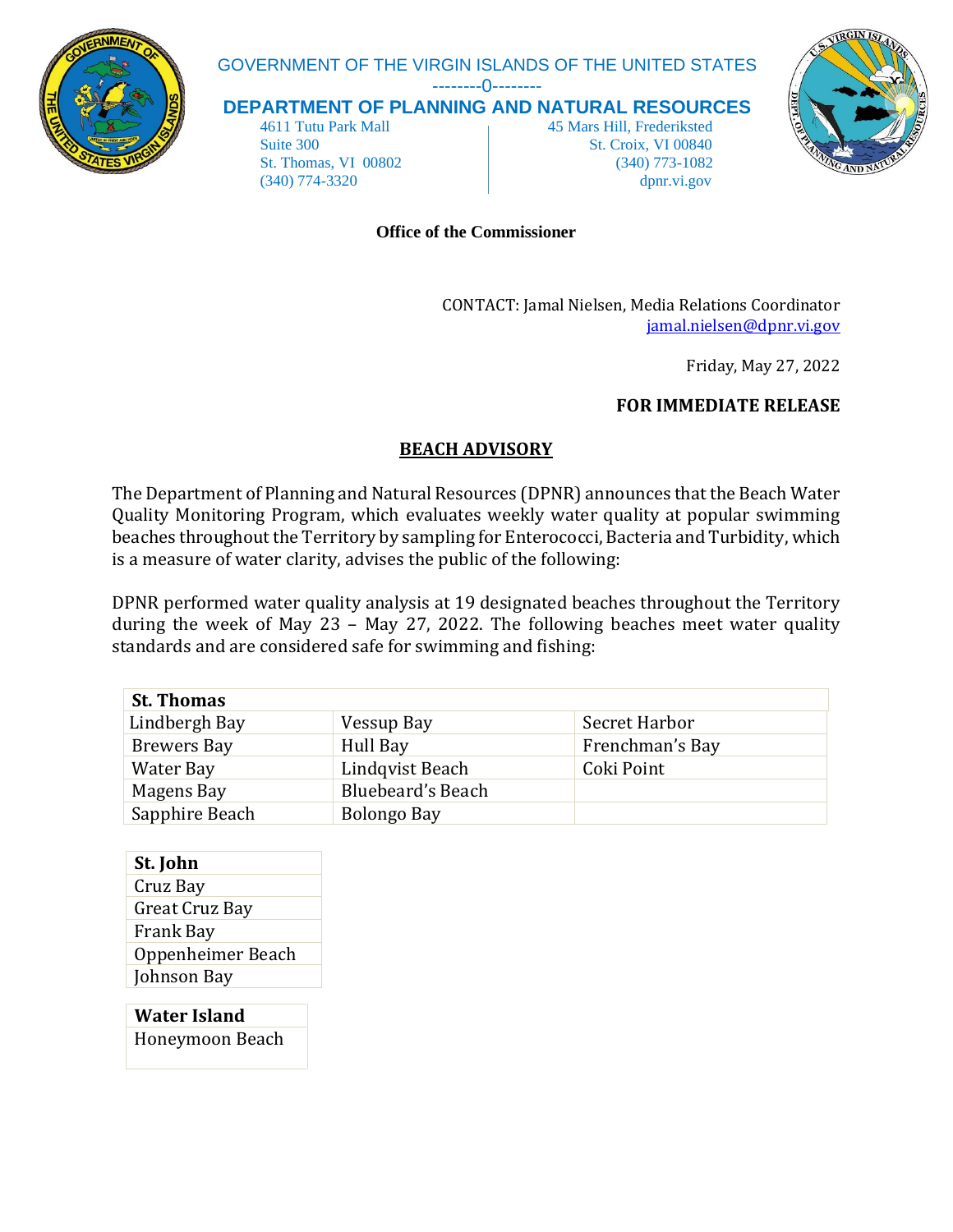GOVERNMENT OF THE VIRGIN ISLANDS OF THE UNITED STATES

---------0---------

## DEPARTMENT OF PLANNING AND NATURAL RESOURCES

4611 Tutu Park Mall
Suite 300
St. Thomas, VI 00802
(340) 774-3320

45 Mars Hill, Frederiksted
St. Croix, VI 00840
(340) 773-1082
dpnr.vi.gov

**Office of the Commissioner**

CONTACT: Jamal Nielsen, Media Relations Coordinator
jamal.nielsen@dpnr.vi.gov

Friday, May 27, 2022

**FOR IMMEDIATE RELEASE**

# BEACH ADVISORY

The Department of Planning and Natural Resources (DPNR) announces that the Beach Water Quality Monitoring Program, which evaluates weekly water quality at popular swimming beaches throughout the Territory by sampling for Enterococci, Bacteria and Turbidity, which is a measure of water clarity, advises the public of the following:

DPNR performed water quality analysis at 19 designated beaches throughout the Territory during the week of May 23 – May 27, 2022. The following beaches meet water quality standards and are considered safe for swimming and fishing:

| **St. Thomas** | | |
|---|---|---|
| Lindbergh Bay | Vessup Bay | Secret Harbor |
| Brewers Bay | Hull Bay | Frenchman's Bay |
| Water Bay | Lindqvist Beach | Coki Point |
| Magens Bay | Bluebeard's Beach | |
| Sapphire Beach | Bolongo Bay | |

| **St. John** |
|---|
| Cruz Bay |
| Great Cruz Bay |
| Frank Bay |
| Oppenheimer Beach |
| Johnson Bay |

| **Water Island** |
|---|
| Honeymoon Beach |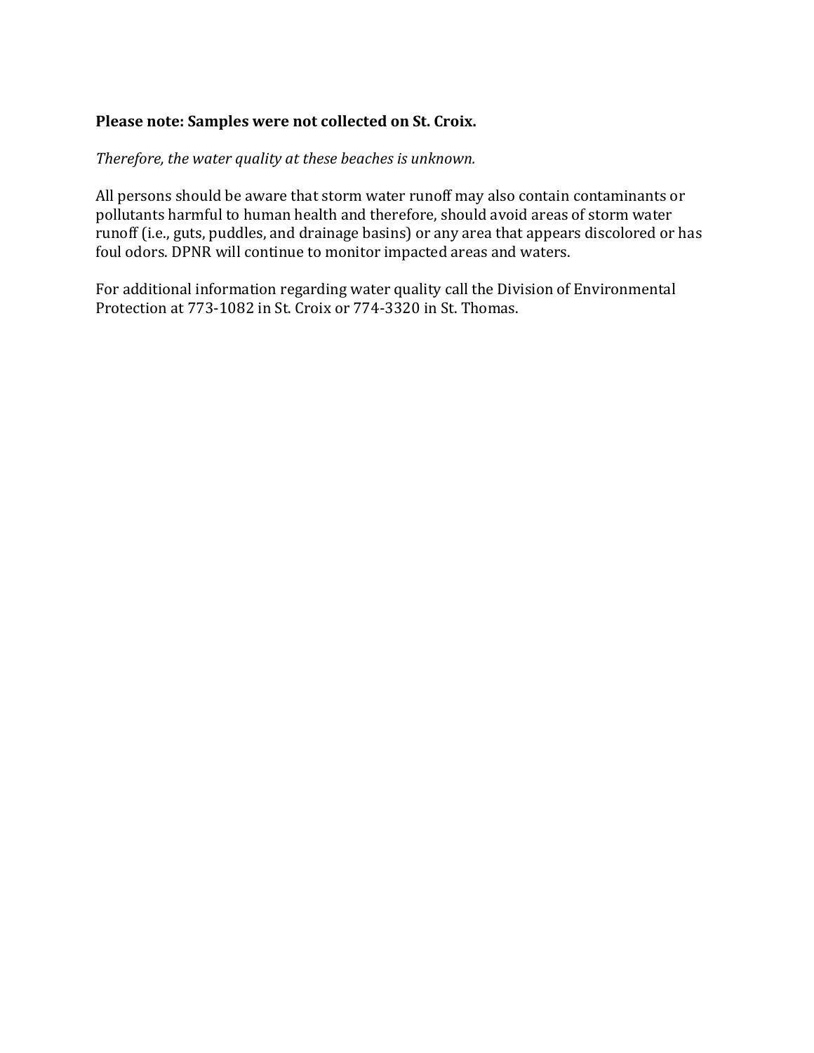**Please note: Samples were not collected on St. Croix.**

*Therefore, the water quality at these beaches is unknown.*

All persons should be aware that storm water runoff may also contain contaminants or pollutants harmful to human health and therefore, should avoid areas of storm water runoff (i.e., guts, puddles, and drainage basins) or any area that appears discolored or has foul odors. DPNR will continue to monitor impacted areas and waters.

For additional information regarding water quality call the Division of Environmental Protection at 773-1082 in St. Croix or 774-3320 in St. Thomas.